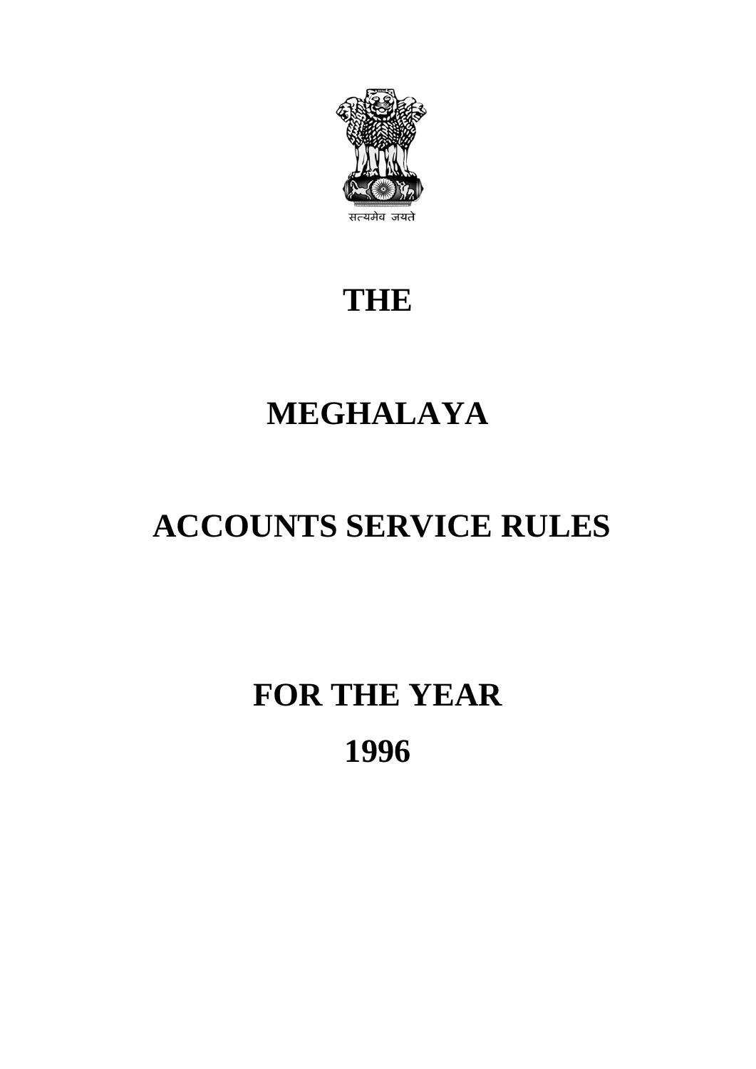सत्यमेव जयते

# THE

# MEGHALAYA

# ACCOUNTS SERVICE RULES

# FOR THE YEAR

# 1996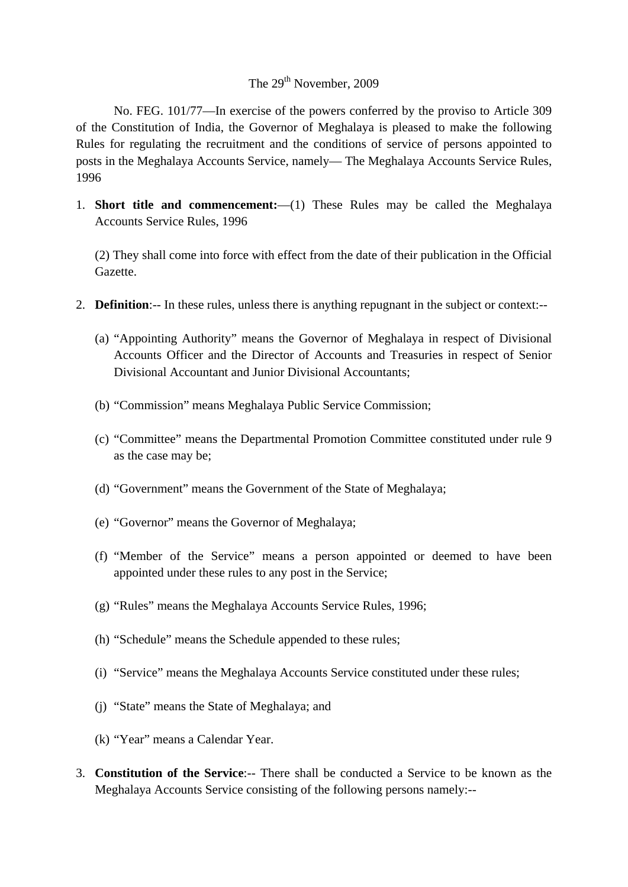The 29th November, 2009

No. FEG. 101/77—In exercise of the powers conferred by the proviso to Article 309 of the Constitution of India, the Governor of Meghalaya is pleased to make the following Rules for regulating the recruitment and the conditions of service of persons appointed to posts in the Meghalaya Accounts Service, namely— The Meghalaya Accounts Service Rules, 1996

1. **Short title and commencement:**—(1) These Rules may be called the Meghalaya Accounts Service Rules, 1996

   (2) They shall come into force with effect from the date of their publication in the Official Gazette.

2. **Definition**:-- In these rules, unless there is anything repugnant in the subject or context:--

   (a) "Appointing Authority" means the Governor of Meghalaya in respect of Divisional Accounts Officer and the Director of Accounts and Treasuries in respect of Senior Divisional Accountant and Junior Divisional Accountants;

   (b) "Commission" means Meghalaya Public Service Commission;

   (c) "Committee" means the Departmental Promotion Committee constituted under rule 9 as the case may be;

   (d) "Government" means the Government of the State of Meghalaya;

   (e) "Governor" means the Governor of Meghalaya;

   (f) "Member of the Service" means a person appointed or deemed to have been appointed under these rules to any post in the Service;

   (g) "Rules" means the Meghalaya Accounts Service Rules, 1996;

   (h) "Schedule" means the Schedule appended to these rules;

   (i) "Service" means the Meghalaya Accounts Service constituted under these rules;

   (j) "State" means the State of Meghalaya; and

   (k) "Year" means a Calendar Year.

3. **Constitution of the Service**:-- There shall be conducted a Service to be known as the Meghalaya Accounts Service consisting of the following persons namely:--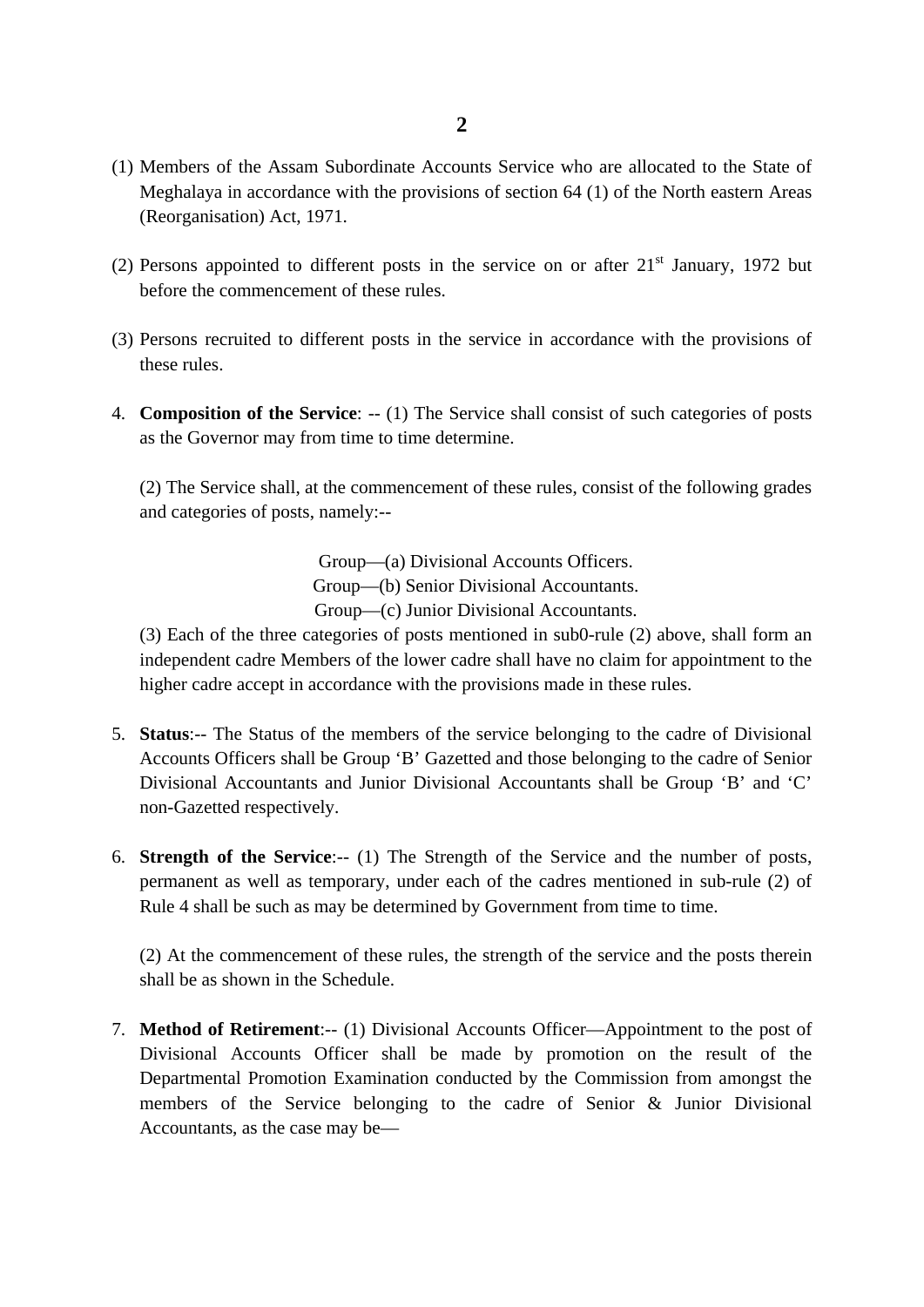(1) Members of the Assam Subordinate Accounts Service who are allocated to the State of Meghalaya in accordance with the provisions of section 64 (1) of the North eastern Areas (Reorganisation) Act, 1971.

(2) Persons appointed to different posts in the service on or after 21st January, 1972 but before the commencement of these rules.

(3) Persons recruited to different posts in the service in accordance with the provisions of these rules.

4. **Composition of the Service**: -- (1) The Service shall consist of such categories of posts as the Governor may from time to time determine.

   (2) The Service shall, at the commencement of these rules, consist of the following grades and categories of posts, namely:--

   Group—(a) Divisional Accounts Officers.
   Group—(b) Senior Divisional Accountants.
   Group—(c) Junior Divisional Accountants.

   (3) Each of the three categories of posts mentioned in sub0-rule (2) above, shall form an independent cadre Members of the lower cadre shall have no claim for appointment to the higher cadre accept in accordance with the provisions made in these rules.

5. **Status**:-- The Status of the members of the service belonging to the cadre of Divisional Accounts Officers shall be Group 'B' Gazetted and those belonging to the cadre of Senior Divisional Accountants and Junior Divisional Accountants shall be Group 'B' and 'C' non-Gazetted respectively.

6. **Strength of the Service**:-- (1) The Strength of the Service and the number of posts, permanent as well as temporary, under each of the cadres mentioned in sub-rule (2) of Rule 4 shall be such as may be determined by Government from time to time.

   (2) At the commencement of these rules, the strength of the service and the posts therein shall be as shown in the Schedule.

7. **Method of Retirement**:-- (1) Divisional Accounts Officer—Appointment to the post of Divisional Accounts Officer shall be made by promotion on the result of the Departmental Promotion Examination conducted by the Commission from amongst the members of the Service belonging to the cadre of Senior & Junior Divisional Accountants, as the case may be—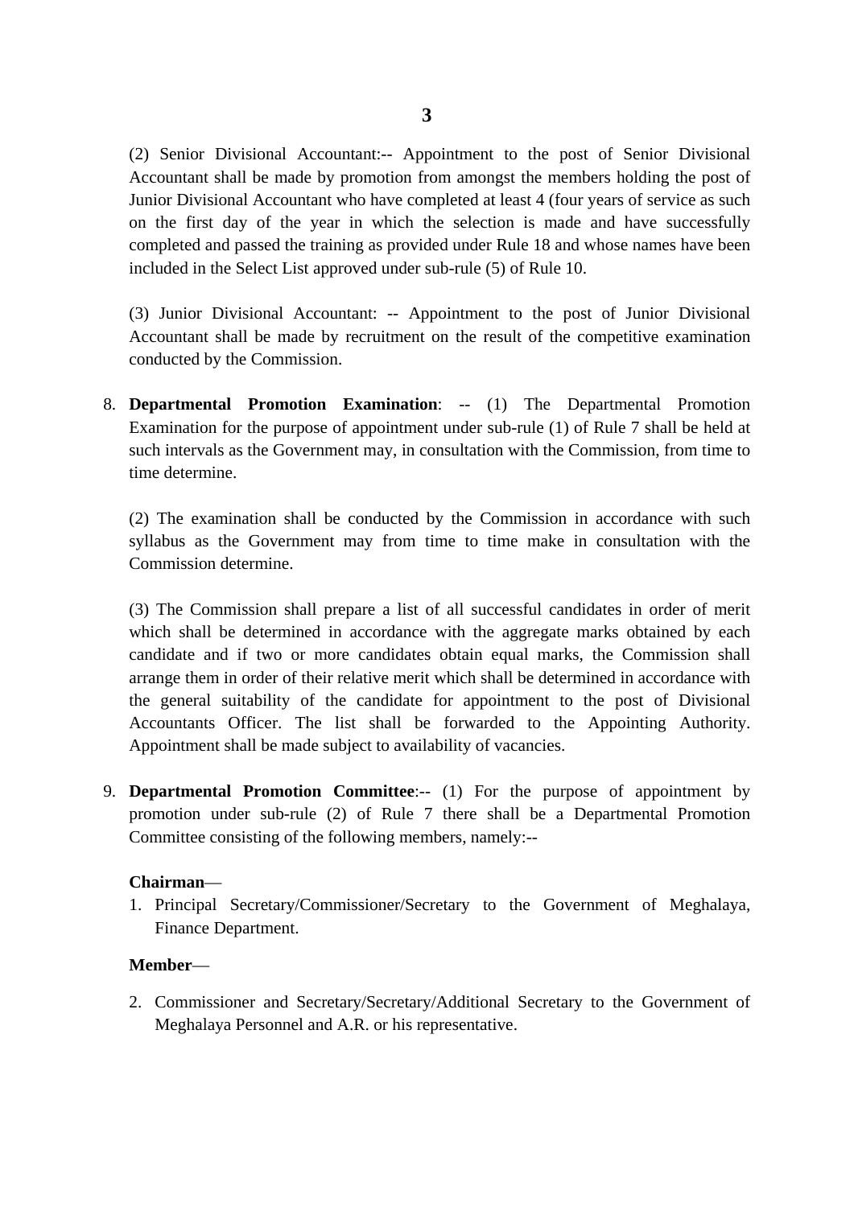(2) Senior Divisional Accountant:-- Appointment to the post of Senior Divisional Accountant shall be made by promotion from amongst the members holding the post of Junior Divisional Accountant who have completed at least 4 (four years of service as such on the first day of the year in which the selection is made and have successfully completed and passed the training as provided under Rule 18 and whose names have been included in the Select List approved under sub-rule (5) of Rule 10.

(3) Junior Divisional Accountant: -- Appointment to the post of Junior Divisional Accountant shall be made by recruitment on the result of the competitive examination conducted by the Commission.

8. **Departmental Promotion Examination**: -- (1) The Departmental Promotion Examination for the purpose of appointment under sub-rule (1) of Rule 7 shall be held at such intervals as the Government may, in consultation with the Commission, from time to time determine.

   (2) The examination shall be conducted by the Commission in accordance with such syllabus as the Government may from time to time make in consultation with the Commission determine.

   (3) The Commission shall prepare a list of all successful candidates in order of merit which shall be determined in accordance with the aggregate marks obtained by each candidate and if two or more candidates obtain equal marks, the Commission shall arrange them in order of their relative merit which shall be determined in accordance with the general suitability of the candidate for appointment to the post of Divisional Accountants Officer. The list shall be forwarded to the Appointing Authority. Appointment shall be made subject to availability of vacancies.

9. **Departmental Promotion Committee**:-- (1) For the purpose of appointment by promotion under sub-rule (2) of Rule 7 there shall be a Departmental Promotion Committee consisting of the following members, namely:--

   **Chairman**—

   1. Principal Secretary/Commissioner/Secretary to the Government of Meghalaya, Finance Department.

   **Member**—

   2. Commissioner and Secretary/Secretary/Additional Secretary to the Government of Meghalaya Personnel and A.R. or his representative.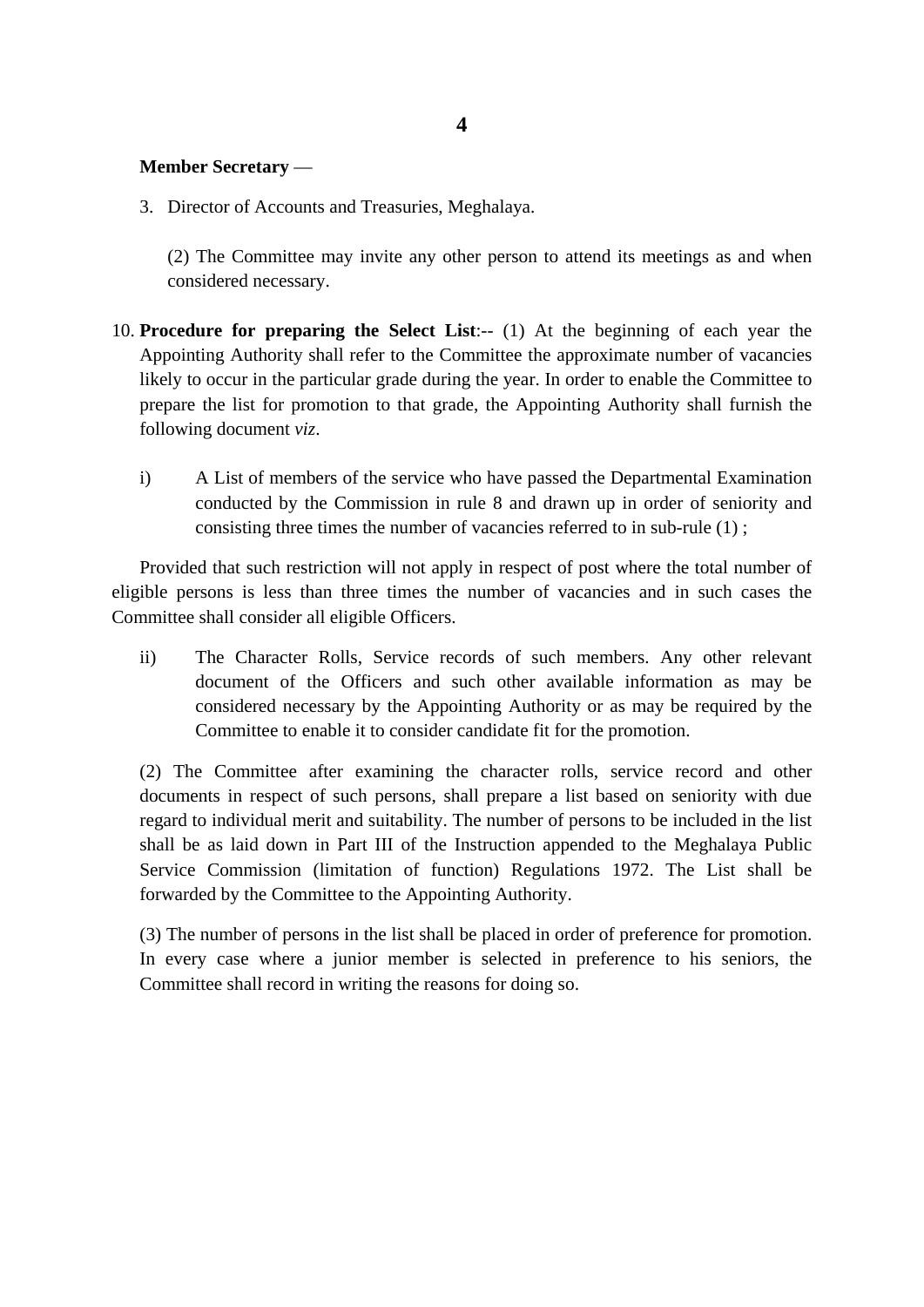**Member Secretary** —

3. Director of Accounts and Treasuries, Meghalaya.

(2) The Committee may invite any other person to attend its meetings as and when considered necessary.

10. **Procedure for preparing the Select List**:-- (1) At the beginning of each year the Appointing Authority shall refer to the Committee the approximate number of vacancies likely to occur in the particular grade during the year. In order to enable the Committee to prepare the list for promotion to that grade, the Appointing Authority shall furnish the following document *viz*.

   i) A List of members of the service who have passed the Departmental Examination conducted by the Commission in rule 8 and drawn up in order of seniority and consisting three times the number of vacancies referred to in sub-rule (1) ;

Provided that such restriction will not apply in respect of post where the total number of eligible persons is less than three times the number of vacancies and in such cases the Committee shall consider all eligible Officers.

   ii) The Character Rolls, Service records of such members. Any other relevant document of the Officers and such other available information as may be considered necessary by the Appointing Authority or as may be required by the Committee to enable it to consider candidate fit for the promotion.

(2) The Committee after examining the character rolls, service record and other documents in respect of such persons, shall prepare a list based on seniority with due regard to individual merit and suitability. The number of persons to be included in the list shall be as laid down in Part III of the Instruction appended to the Meghalaya Public Service Commission (limitation of function) Regulations 1972. The List shall be forwarded by the Committee to the Appointing Authority.

(3) The number of persons in the list shall be placed in order of preference for promotion. In every case where a junior member is selected in preference to his seniors, the Committee shall record in writing the reasons for doing so.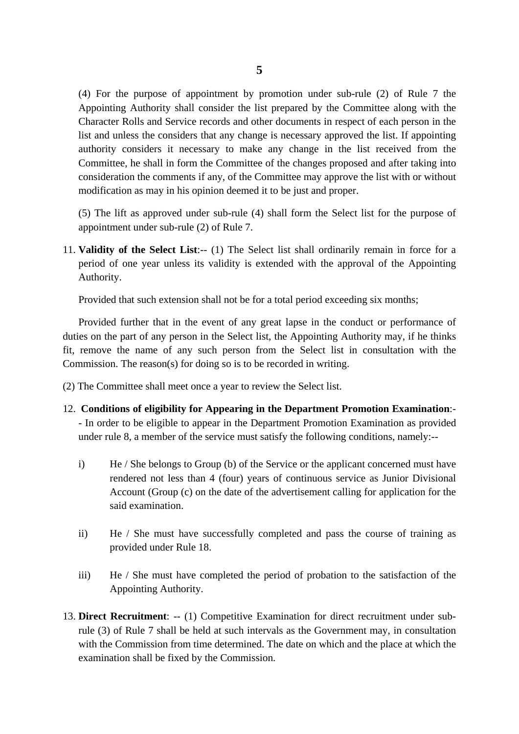(4) For the purpose of appointment by promotion under sub-rule (2) of Rule 7 the Appointing Authority shall consider the list prepared by the Committee along with the Character Rolls and Service records and other documents in respect of each person in the list and unless the considers that any change is necessary approved the list. If appointing authority considers it necessary to make any change in the list received from the Committee, he shall in form the Committee of the changes proposed and after taking into consideration the comments if any, of the Committee may approve the list with or without modification as may in his opinion deemed it to be just and proper.

(5) The lift as approved under sub-rule (4) shall form the Select list for the purpose of appointment under sub-rule (2) of Rule 7.

11. **Validity of the Select List**:-- (1) The Select list shall ordinarily remain in force for a period of one year unless its validity is extended with the approval of the Appointing Authority.

Provided that such extension shall not be for a total period exceeding six months;

Provided further that in the event of any great lapse in the conduct or performance of duties on the part of any person in the Select list, the Appointing Authority may, if he thinks fit, remove the name of any such person from the Select list in consultation with the Commission. The reason(s) for doing so is to be recorded in writing.

(2) The Committee shall meet once a year to review the Select list.

12. **Conditions of eligibility for Appearing in the Department Promotion Examination**:-- In order to be eligible to appear in the Department Promotion Examination as provided under rule 8, a member of the service must satisfy the following conditions, namely:--

    i) He / She belongs to Group (b) of the Service or the applicant concerned must have rendered not less than 4 (four) years of continuous service as Junior Divisional Account (Group (c) on the date of the advertisement calling for application for the said examination.

    ii) He / She must have successfully completed and pass the course of training as provided under Rule 18.

    iii) He / She must have completed the period of probation to the satisfaction of the Appointing Authority.

13. **Direct Recruitment**: -- (1) Competitive Examination for direct recruitment under sub-rule (3) of Rule 7 shall be held at such intervals as the Government may, in consultation with the Commission from time determined. The date on which and the place at which the examination shall be fixed by the Commission.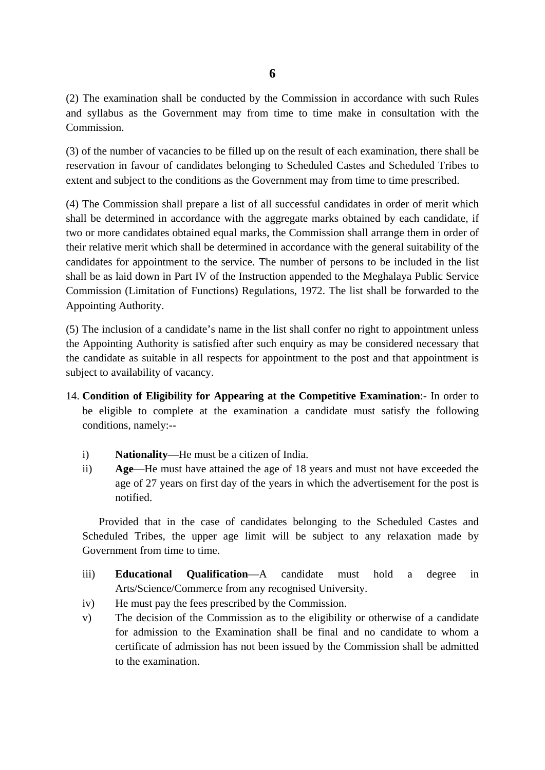(2) The examination shall be conducted by the Commission in accordance with such Rules and syllabus as the Government may from time to time make in consultation with the Commission.

(3) of the number of vacancies to be filled up on the result of each examination, there shall be reservation in favour of candidates belonging to Scheduled Castes and Scheduled Tribes to extent and subject to the conditions as the Government may from time to time prescribed.

(4) The Commission shall prepare a list of all successful candidates in order of merit which shall be determined in accordance with the aggregate marks obtained by each candidate, if two or more candidates obtained equal marks, the Commission shall arrange them in order of their relative merit which shall be determined in accordance with the general suitability of the candidates for appointment to the service. The number of persons to be included in the list shall be as laid down in Part IV of the Instruction appended to the Meghalaya Public Service Commission (Limitation of Functions) Regulations, 1972. The list shall be forwarded to the Appointing Authority.

(5) The inclusion of a candidate's name in the list shall confer no right to appointment unless the Appointing Authority is satisfied after such enquiry as may be considered necessary that the candidate as suitable in all respects for appointment to the post and that appointment is subject to availability of vacancy.

14. **Condition of Eligibility for Appearing at the Competitive Examination**:- In order to be eligible to complete at the examination a candidate must satisfy the following conditions, namely:--

   i) **Nationality**—He must be a citizen of India.

   ii) **Age**—He must have attained the age of 18 years and must not have exceeded the age of 27 years on first day of the years in which the advertisement for the post is notified.

   Provided that in the case of candidates belonging to the Scheduled Castes and Scheduled Tribes, the upper age limit will be subject to any relaxation made by Government from time to time.

   iii) **Educational Qualification**—A candidate must hold a degree in Arts/Science/Commerce from any recognised University.

   iv) He must pay the fees prescribed by the Commission.

   v) The decision of the Commission as to the eligibility or otherwise of a candidate for admission to the Examination shall be final and no candidate to whom a certificate of admission has not been issued by the Commission shall be admitted to the examination.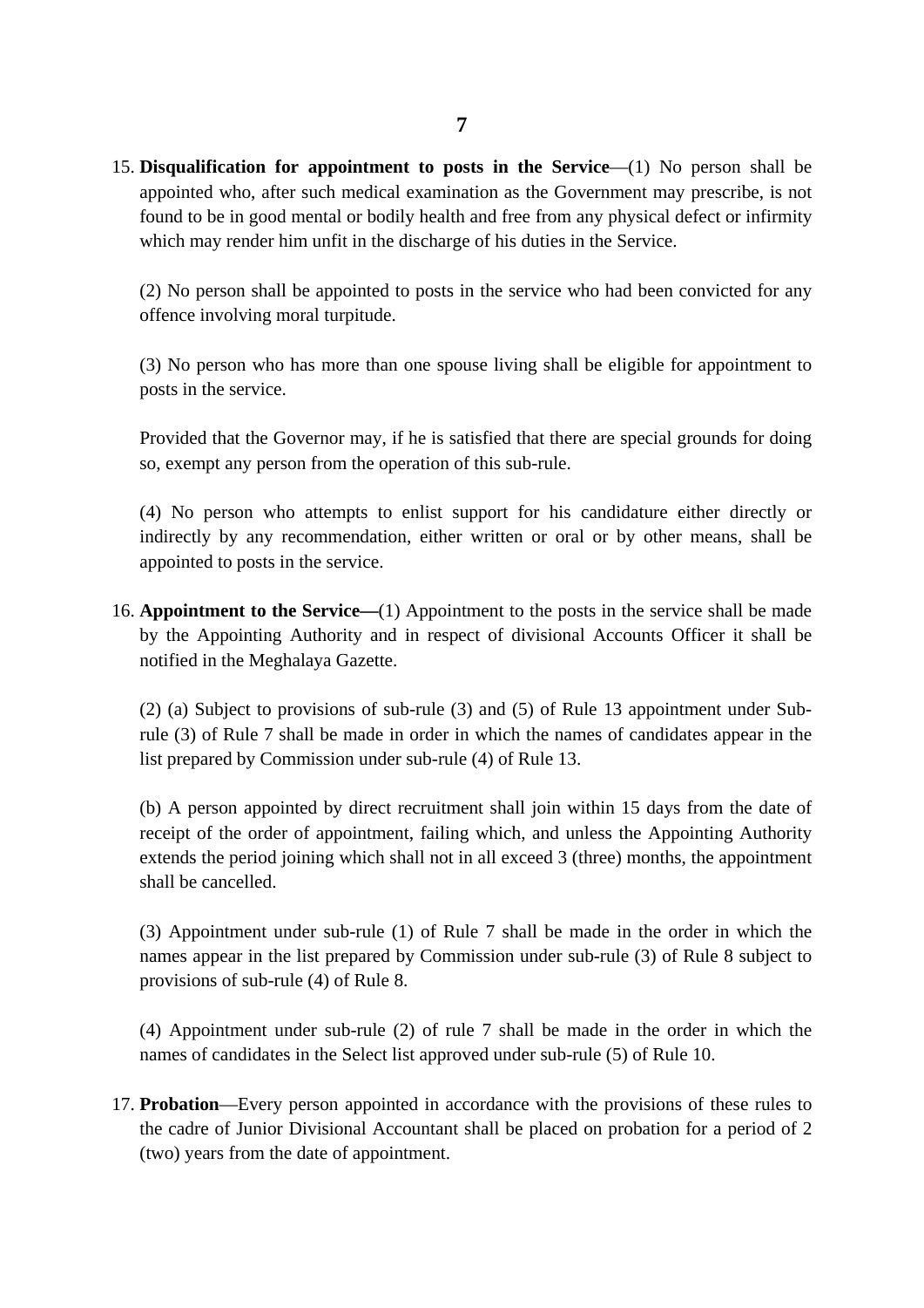15. **Disqualification for appointment to posts in the Service**—(1) No person shall be appointed who, after such medical examination as the Government may prescribe, is not found to be in good mental or bodily health and free from any physical defect or infirmity which may render him unfit in the discharge of his duties in the Service.

    (2) No person shall be appointed to posts in the service who had been convicted for any offence involving moral turpitude.

    (3) No person who has more than one spouse living shall be eligible for appointment to posts in the service.

    Provided that the Governor may, if he is satisfied that there are special grounds for doing so, exempt any person from the operation of this sub-rule.

    (4) No person who attempts to enlist support for his candidature either directly or indirectly by any recommendation, either written or oral or by other means, shall be appointed to posts in the service.

16. **Appointment to the Service—**(1) Appointment to the posts in the service shall be made by the Appointing Authority and in respect of divisional Accounts Officer it shall be notified in the Meghalaya Gazette.

    (2) (a) Subject to provisions of sub-rule (3) and (5) of Rule 13 appointment under Sub-rule (3) of Rule 7 shall be made in order in which the names of candidates appear in the list prepared by Commission under sub-rule (4) of Rule 13.

    (b) A person appointed by direct recruitment shall join within 15 days from the date of receipt of the order of appointment, failing which, and unless the Appointing Authority extends the period joining which shall not in all exceed 3 (three) months, the appointment shall be cancelled.

    (3) Appointment under sub-rule (1) of Rule 7 shall be made in the order in which the names appear in the list prepared by Commission under sub-rule (3) of Rule 8 subject to provisions of sub-rule (4) of Rule 8.

    (4) Appointment under sub-rule (2) of rule 7 shall be made in the order in which the names of candidates in the Select list approved under sub-rule (5) of Rule 10.

17. **Probation**—Every person appointed in accordance with the provisions of these rules to the cadre of Junior Divisional Accountant shall be placed on probation for a period of 2 (two) years from the date of appointment.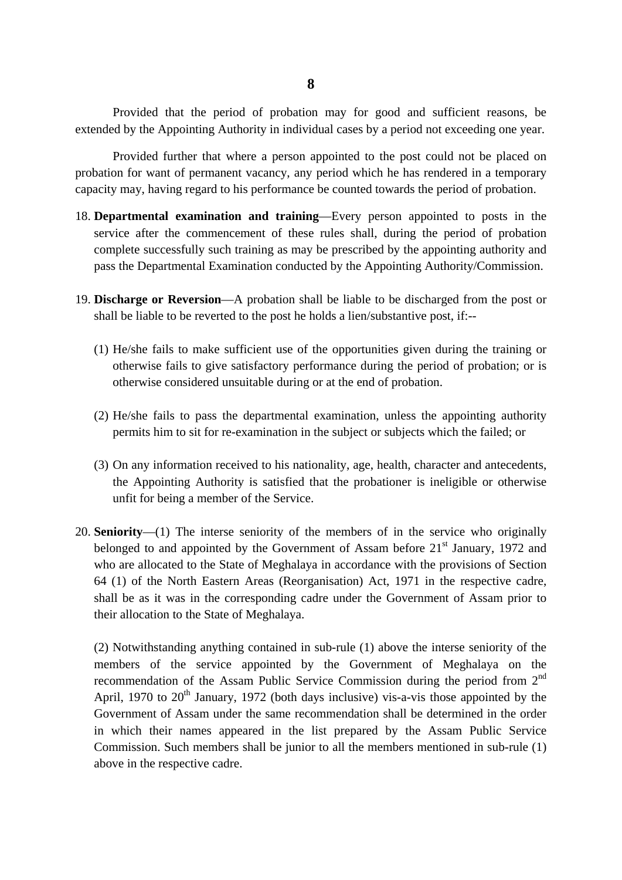Provided that the period of probation may for good and sufficient reasons, be extended by the Appointing Authority in individual cases by a period not exceeding one year.

Provided further that where a person appointed to the post could not be placed on probation for want of permanent vacancy, any period which he has rendered in a temporary capacity may, having regard to his performance be counted towards the period of probation.

18. **Departmental examination and training**—Every person appointed to posts in the service after the commencement of these rules shall, during the period of probation complete successfully such training as may be prescribed by the appointing authority and pass the Departmental Examination conducted by the Appointing Authority/Commission.

19. **Discharge or Reversion**—A probation shall be liable to be discharged from the post or shall be liable to be reverted to the post he holds a lien/substantive post, if:--

    (1) He/she fails to make sufficient use of the opportunities given during the training or otherwise fails to give satisfactory performance during the period of probation; or is otherwise considered unsuitable during or at the end of probation.

    (2) He/she fails to pass the departmental examination, unless the appointing authority permits him to sit for re-examination in the subject or subjects which the failed; or

    (3) On any information received to his nationality, age, health, character and antecedents, the Appointing Authority is satisfied that the probationer is ineligible or otherwise unfit for being a member of the Service.

20. **Seniority**—(1) The interse seniority of the members of in the service who originally belonged to and appointed by the Government of Assam before 21st January, 1972 and who are allocated to the State of Meghalaya in accordance with the provisions of Section 64 (1) of the North Eastern Areas (Reorganisation) Act, 1971 in the respective cadre, shall be as it was in the corresponding cadre under the Government of Assam prior to their allocation to the State of Meghalaya.

    (2) Notwithstanding anything contained in sub-rule (1) above the interse seniority of the members of the service appointed by the Government of Meghalaya on the recommendation of the Assam Public Service Commission during the period from 2nd April, 1970 to 20th January, 1972 (both days inclusive) vis-a-vis those appointed by the Government of Assam under the same recommendation shall be determined in the order in which their names appeared in the list prepared by the Assam Public Service Commission. Such members shall be junior to all the members mentioned in sub-rule (1) above in the respective cadre.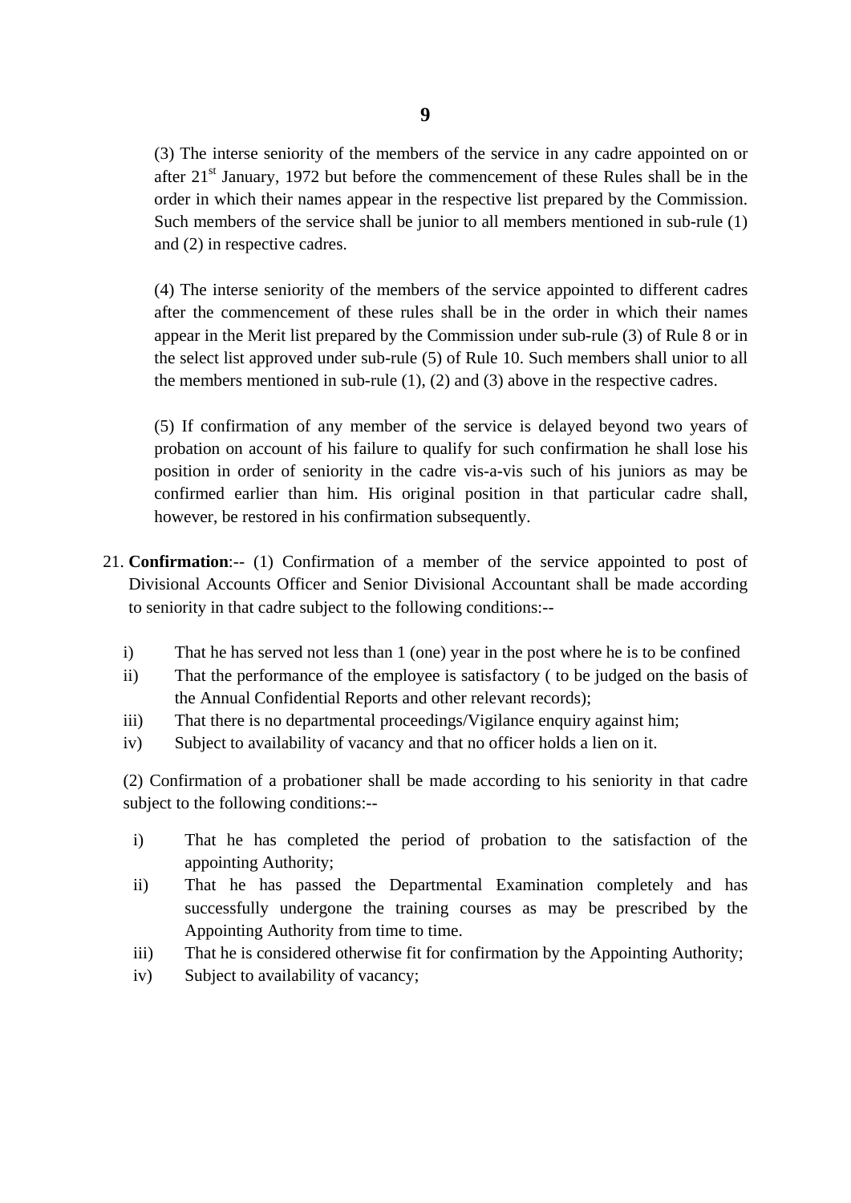(3) The interse seniority of the members of the service in any cadre appointed on or after 21st January, 1972 but before the commencement of these Rules shall be in the order in which their names appear in the respective list prepared by the Commission. Such members of the service shall be junior to all members mentioned in sub-rule (1) and (2) in respective cadres.

(4) The interse seniority of the members of the service appointed to different cadres after the commencement of these rules shall be in the order in which their names appear in the Merit list prepared by the Commission under sub-rule (3) of Rule 8 or in the select list approved under sub-rule (5) of Rule 10. Such members shall unior to all the members mentioned in sub-rule (1), (2) and (3) above in the respective cadres.

(5) If confirmation of any member of the service is delayed beyond two years of probation on account of his failure to qualify for such confirmation he shall lose his position in order of seniority in the cadre vis-a-vis such of his juniors as may be confirmed earlier than him. His original position in that particular cadre shall, however, be restored in his confirmation subsequently.

21. **Confirmation**:-- (1) Confirmation of a member of the service appointed to post of Divisional Accounts Officer and Senior Divisional Accountant shall be made according to seniority in that cadre subject to the following conditions:--

   i) That he has served not less than 1 (one) year in the post where he is to be confined
   ii) That the performance of the employee is satisfactory ( to be judged on the basis of the Annual Confidential Reports and other relevant records);
   iii) That there is no departmental proceedings/Vigilance enquiry against him;
   iv) Subject to availability of vacancy and that no officer holds a lien on it.

   (2) Confirmation of a probationer shall be made according to his seniority in that cadre subject to the following conditions:--

   i) That he has completed the period of probation to the satisfaction of the appointing Authority;
   ii) That he has passed the Departmental Examination completely and has successfully undergone the training courses as may be prescribed by the Appointing Authority from time to time.
   iii) That he is considered otherwise fit for confirmation by the Appointing Authority;
   iv) Subject to availability of vacancy;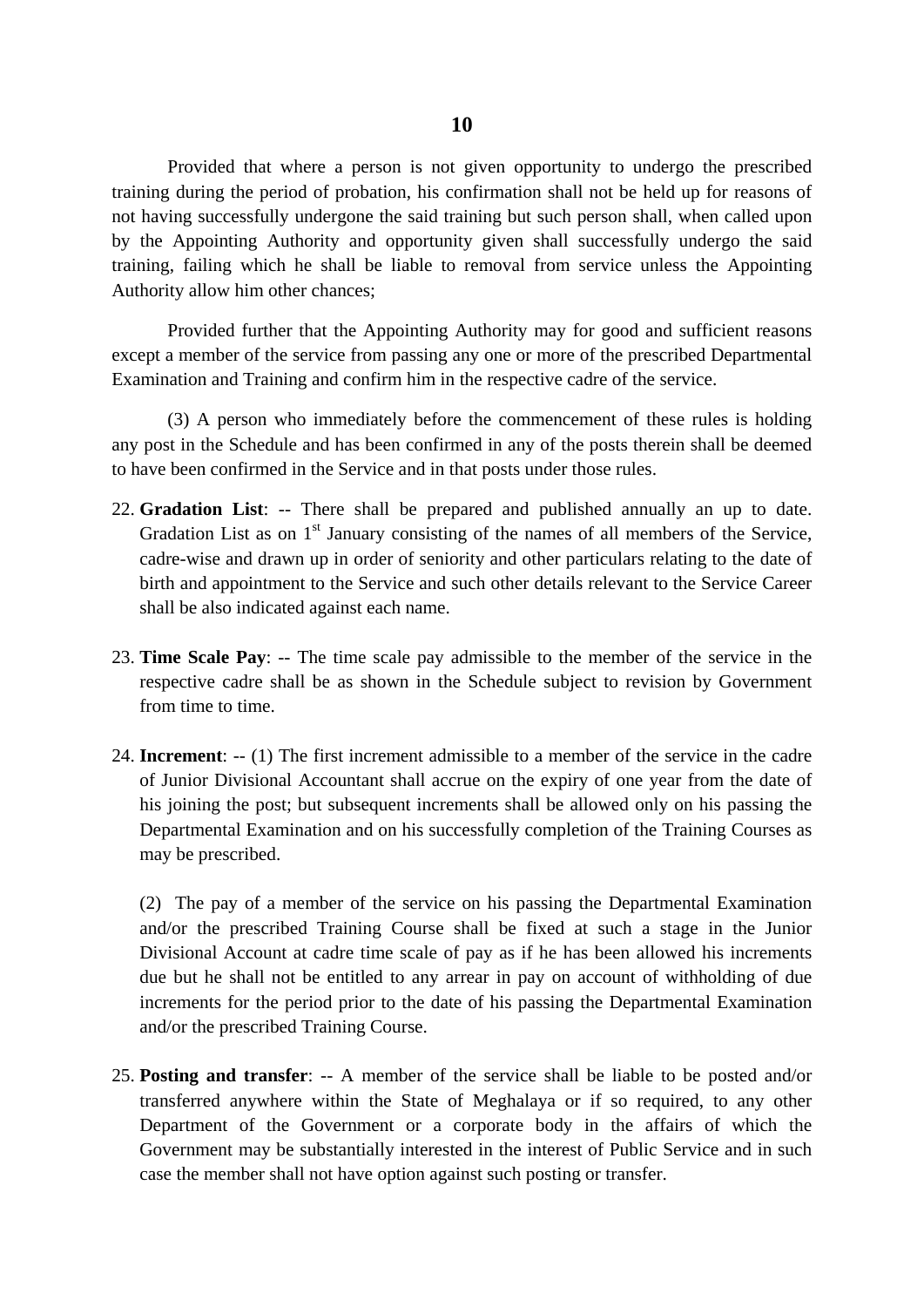Provided that where a person is not given opportunity to undergo the prescribed training during the period of probation, his confirmation shall not be held up for reasons of not having successfully undergone the said training but such person shall, when called upon by the Appointing Authority and opportunity given shall successfully undergo the said training, failing which he shall be liable to removal from service unless the Appointing Authority allow him other chances;

Provided further that the Appointing Authority may for good and sufficient reasons except a member of the service from passing any one or more of the prescribed Departmental Examination and Training and confirm him in the respective cadre of the service.

(3) A person who immediately before the commencement of these rules is holding any post in the Schedule and has been confirmed in any of the posts therein shall be deemed to have been confirmed in the Service and in that posts under those rules.

22. **Gradation List**: -- There shall be prepared and published annually an up to date. Gradation List as on 1st January consisting of the names of all members of the Service, cadre-wise and drawn up in order of seniority and other particulars relating to the date of birth and appointment to the Service and such other details relevant to the Service Career shall be also indicated against each name.

23. **Time Scale Pay**: -- The time scale pay admissible to the member of the service in the respective cadre shall be as shown in the Schedule subject to revision by Government from time to time.

24. **Increment**: -- (1) The first increment admissible to a member of the service in the cadre of Junior Divisional Accountant shall accrue on the expiry of one year from the date of his joining the post; but subsequent increments shall be allowed only on his passing the Departmental Examination and on his successfully completion of the Training Courses as may be prescribed.

    (2) The pay of a member of the service on his passing the Departmental Examination and/or the prescribed Training Course shall be fixed at such a stage in the Junior Divisional Account at cadre time scale of pay as if he has been allowed his increments due but he shall not be entitled to any arrear in pay on account of withholding of due increments for the period prior to the date of his passing the Departmental Examination and/or the prescribed Training Course.

25. **Posting and transfer**: -- A member of the service shall be liable to be posted and/or transferred anywhere within the State of Meghalaya or if so required, to any other Department of the Government or a corporate body in the affairs of which the Government may be substantially interested in the interest of Public Service and in such case the member shall not have option against such posting or transfer.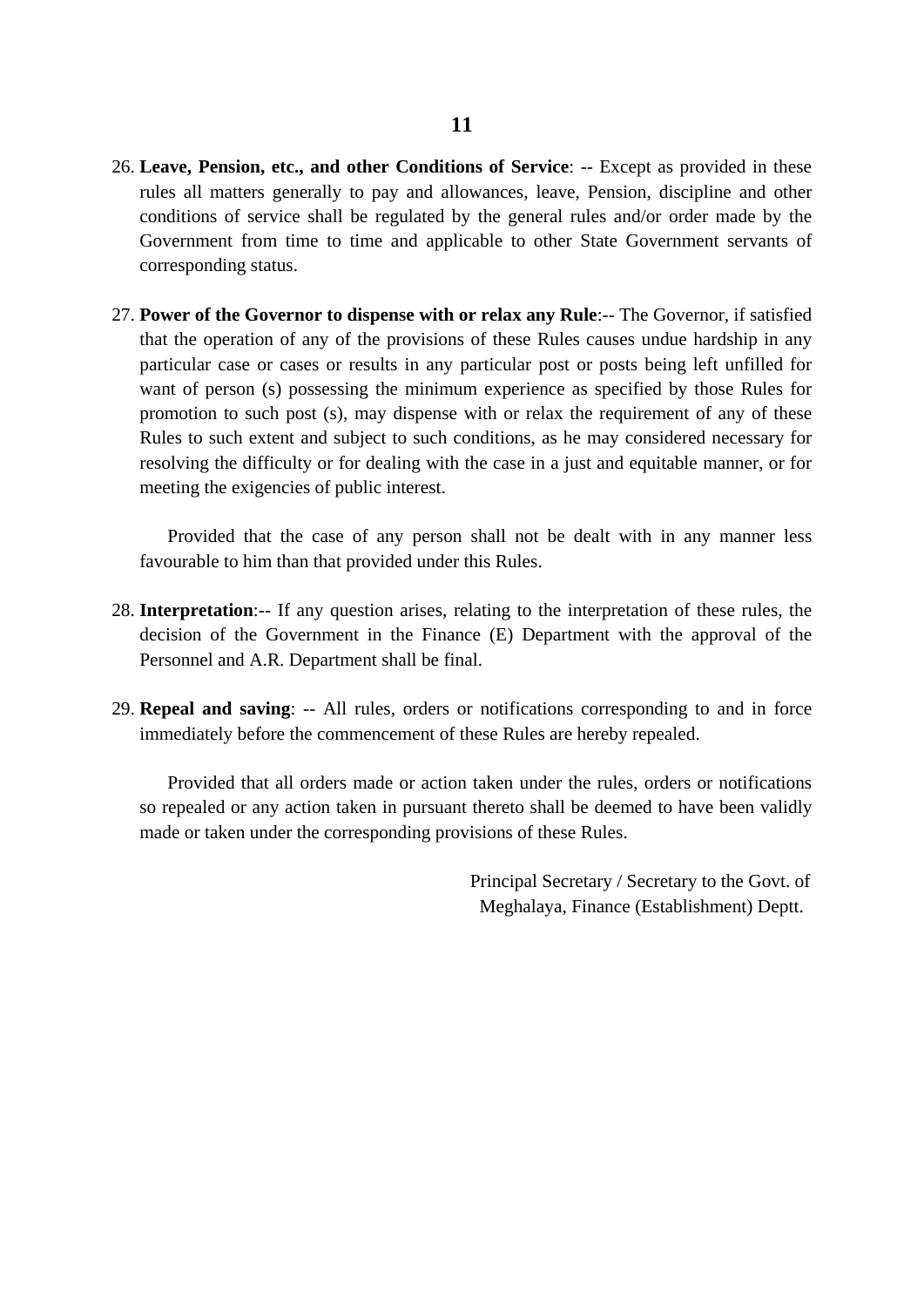26. **Leave, Pension, etc., and other Conditions of Service**: -- Except as provided in these rules all matters generally to pay and allowances, leave, Pension, discipline and other conditions of service shall be regulated by the general rules and/or order made by the Government from time to time and applicable to other State Government servants of corresponding status.

27. **Power of the Governor to dispense with or relax any Rule**:-- The Governor, if satisfied that the operation of any of the provisions of these Rules causes undue hardship in any particular case or cases or results in any particular post or posts being left unfilled for want of person (s) possessing the minimum experience as specified by those Rules for promotion to such post (s), may dispense with or relax the requirement of any of these Rules to such extent and subject to such conditions, as he may considered necessary for resolving the difficulty or for dealing with the case in a just and equitable manner, or for meeting the exigencies of public interest.

    Provided that the case of any person shall not be dealt with in any manner less favourable to him than that provided under this Rules.

28. **Interpretation**:-- If any question arises, relating to the interpretation of these rules, the decision of the Government in the Finance (E) Department with the approval of the Personnel and A.R. Department shall be final.

29. **Repeal and saving**: -- All rules, orders or notifications corresponding to and in force immediately before the commencement of these Rules are hereby repealed.

    Provided that all orders made or action taken under the rules, orders or notifications so repealed or any action taken in pursuant thereto shall be deemed to have been validly made or taken under the corresponding provisions of these Rules.

Principal Secretary / Secretary to the Govt. of
Meghalaya, Finance (Establishment) Deptt.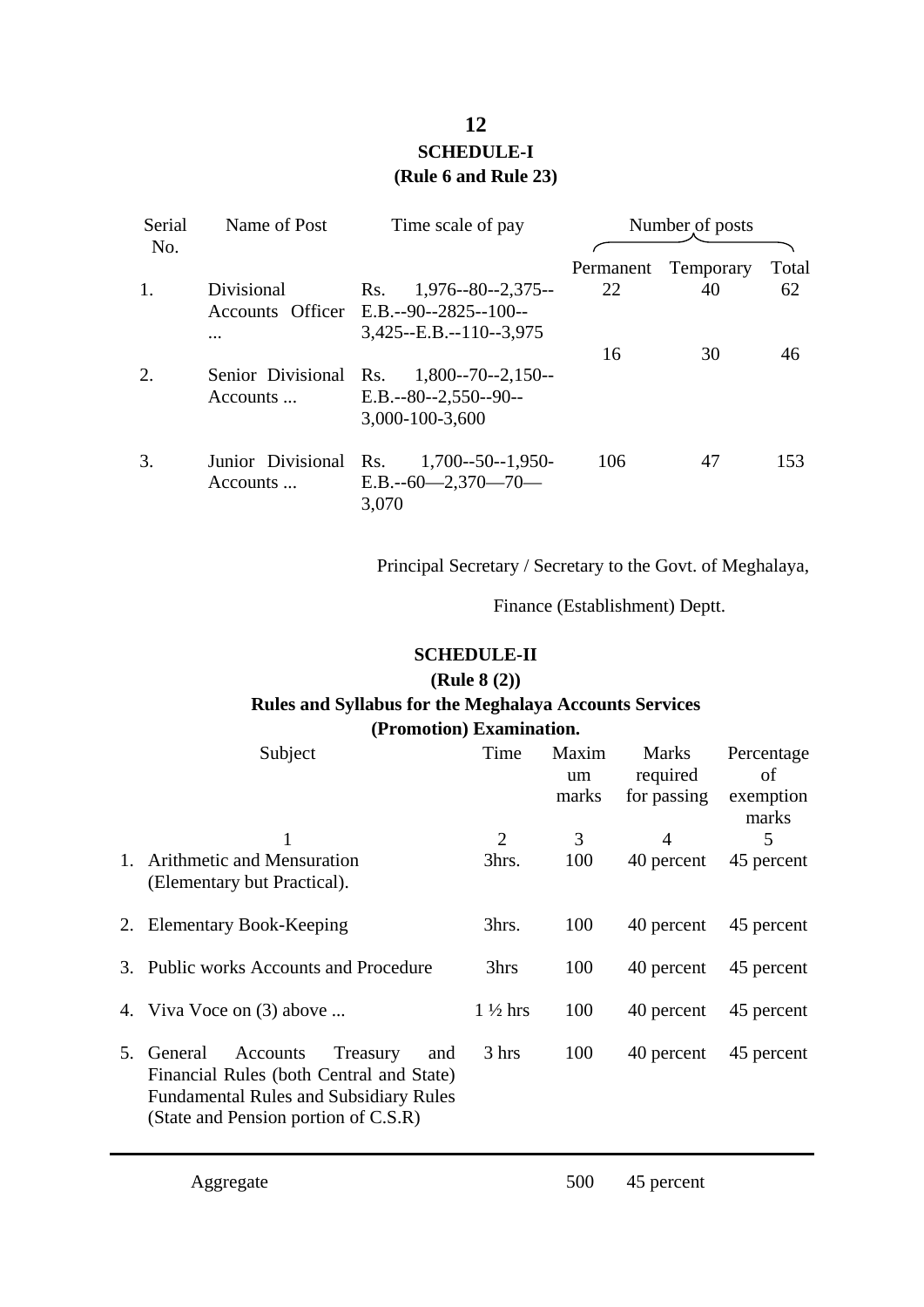## SCHEDULE-I

**(Rule 6 and Rule 23)**

| Serial No. | Name of Post | Time scale of pay | Number of posts | | |
|---|---|---|---|---|---|
| | | | Permanent | Temporary | Total |
| 1. | Divisional Accounts Officer ... | Rs. 1,976--80--2,375--E.B.--90--2825--100--3,425--E.B.--110--3,975 | 22 | 40 | 62 |
| 2. | Senior Divisional Accounts ... | Rs. 1,800--70--2,150--E.B.--80--2,550--90--3,000-100-3,600 | 16 | 30 | 46 |
| 3. | Junior Divisional Accounts ... | Rs. 1,700--50--1,950-E.B.--60—2,370—70—3,070 | 106 | 47 | 153 |

Principal Secretary / Secretary to the Govt. of Meghalaya,

Finance (Establishment) Deptt.

## SCHEDULE-II

**(Rule 8 (2))**

**Rules and Syllabus for the Meghalaya Accounts Services (Promotion) Examination.**

| | Subject | Time | Maximum marks | Marks required for passing | Percentage of exemption marks |
|---|---|---|---|---|---|
| | 1 | 2 | 3 | 4 | 5 |
| 1. | Arithmetic and Mensuration (Elementary but Practical). | 3hrs. | 100 | 40 percent | 45 percent |
| 2. | Elementary Book-Keeping | 3hrs. | 100 | 40 percent | 45 percent |
| 3. | Public works Accounts and Procedure | 3hrs | 100 | 40 percent | 45 percent |
| 4. | Viva Voce on (3) above ... | 1 ½ hrs | 100 | 40 percent | 45 percent |
| 5. | General Accounts Treasury and Financial Rules (both Central and State) Fundamental Rules and Subsidiary Rules (State and Pension portion of C.S.R) | 3 hrs | 100 | 40 percent | 45 percent |
| | Aggregate | | 500 | 45 percent | |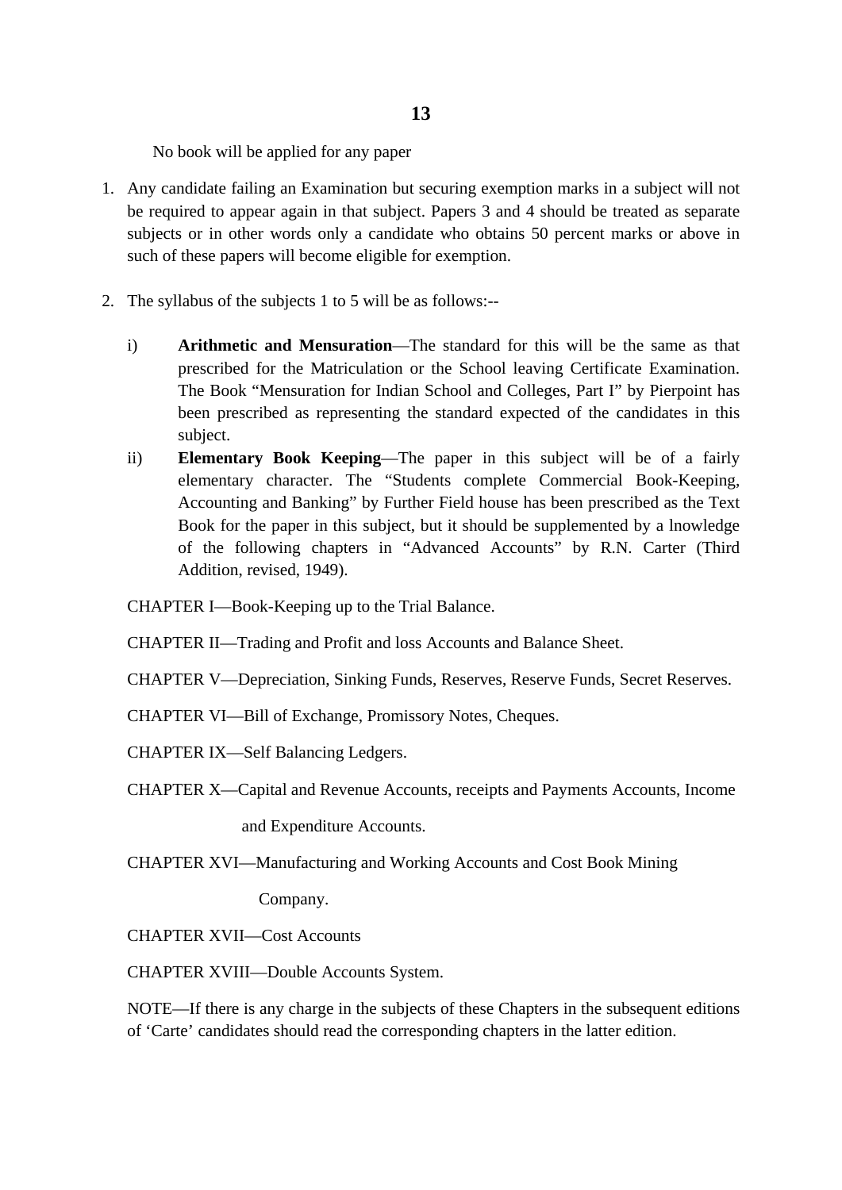No book will be applied for any paper

1. Any candidate failing an Examination but securing exemption marks in a subject will not be required to appear again in that subject. Papers 3 and 4 should be treated as separate subjects or in other words only a candidate who obtains 50 percent marks or above in such of these papers will become eligible for exemption.

2. The syllabus of the subjects 1 to 5 will be as follows:--

   i) **Arithmetic and Mensuration**—The standard for this will be the same as that prescribed for the Matriculation or the School leaving Certificate Examination. The Book "Mensuration for Indian School and Colleges, Part I" by Pierpoint has been prescribed as representing the standard expected of the candidates in this subject.

   ii) **Elementary Book Keeping**—The paper in this subject will be of a fairly elementary character. The "Students complete Commercial Book-Keeping, Accounting and Banking" by Further Field house has been prescribed as the Text Book for the paper in this subject, but it should be supplemented by a lnowledge of the following chapters in "Advanced Accounts" by R.N. Carter (Third Addition, revised, 1949).

CHAPTER I—Book-Keeping up to the Trial Balance.

CHAPTER II—Trading and Profit and loss Accounts and Balance Sheet.

CHAPTER V—Depreciation, Sinking Funds, Reserves, Reserve Funds, Secret Reserves.

CHAPTER VI—Bill of Exchange, Promissory Notes, Cheques.

CHAPTER IX—Self Balancing Ledgers.

CHAPTER X—Capital and Revenue Accounts, receipts and Payments Accounts, Income and Expenditure Accounts.

CHAPTER XVI—Manufacturing and Working Accounts and Cost Book Mining Company.

CHAPTER XVII—Cost Accounts

CHAPTER XVIII—Double Accounts System.

NOTE—If there is any charge in the subjects of these Chapters in the subsequent editions of 'Carte' candidates should read the corresponding chapters in the latter edition.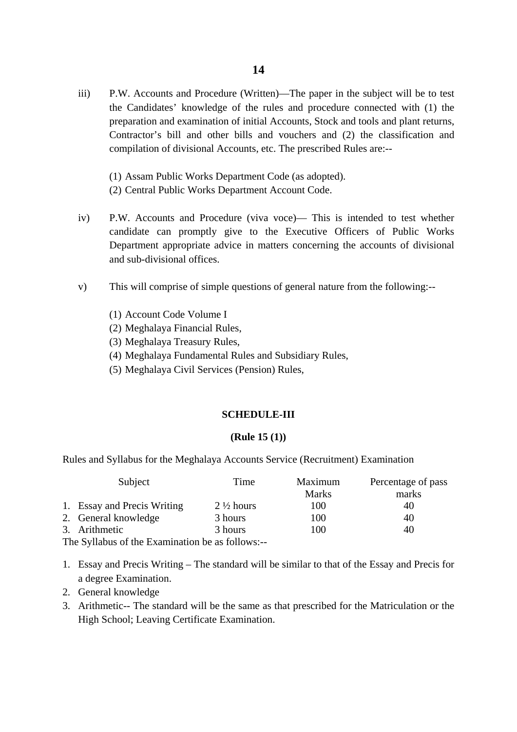iii) P.W. Accounts and Procedure (Written)—The paper in the subject will be to test the Candidates' knowledge of the rules and procedure connected with (1) the preparation and examination of initial Accounts, Stock and tools and plant returns, Contractor's bill and other bills and vouchers and (2) the classification and compilation of divisional Accounts, etc. The prescribed Rules are:--

(1) Assam Public Works Department Code (as adopted).
(2) Central Public Works Department Account Code.

iv) P.W. Accounts and Procedure (viva voce)— This is intended to test whether candidate can promptly give to the Executive Officers of Public Works Department appropriate advice in matters concerning the accounts of divisional and sub-divisional offices.

v) This will comprise of simple questions of general nature from the following:--

(1) Account Code Volume I
(2) Meghalaya Financial Rules,
(3) Meghalaya Treasury Rules,
(4) Meghalaya Fundamental Rules and Subsidiary Rules,
(5) Meghalaya Civil Services (Pension) Rules,

**SCHEDULE-III**

**(Rule 15 (1))**

Rules and Syllabus for the Meghalaya Accounts Service (Recruitment) Examination

| Subject | Time | Maximum Marks | Percentage of pass marks |
|---|---|---|---|
| 1. Essay and Precis Writing | 2 ½ hours | 100 | 40 |
| 2. General knowledge | 3 hours | 100 | 40 |
| 3. Arithmetic | 3 hours | 100 | 40 |

The Syllabus of the Examination be as follows:--

1. Essay and Precis Writing – The standard will be similar to that of the Essay and Precis for a degree Examination.
2. General knowledge
3. Arithmetic-- The standard will be the same as that prescribed for the Matriculation or the High School; Leaving Certificate Examination.